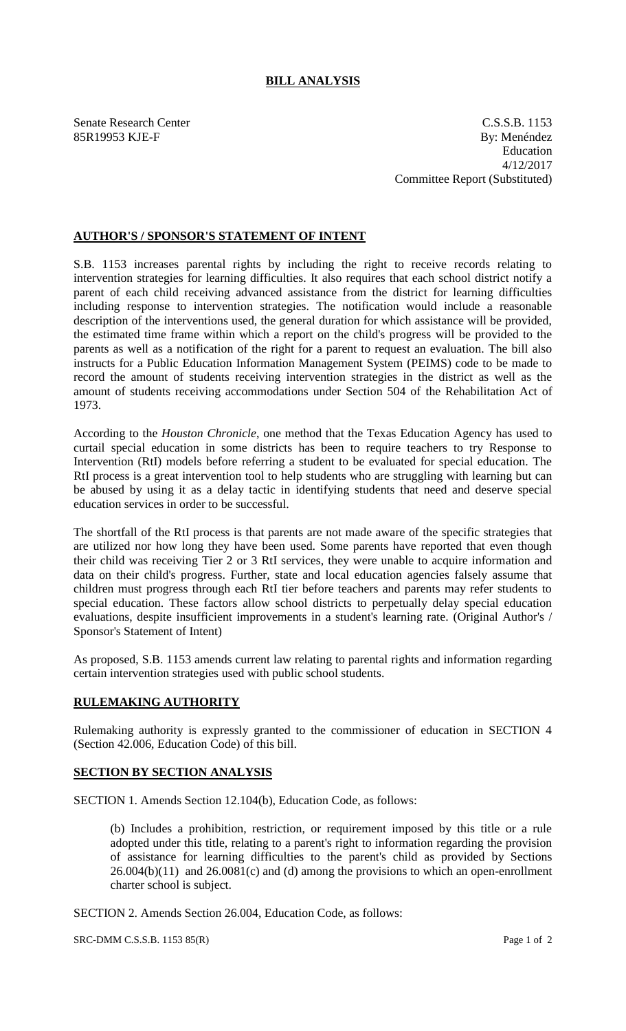# BILL ANALYSIS

Senate Research Center
85R19953 KJE-F

C.S.S.B. 1153
By: Menéndez
Education
4/12/2017
Committee Report (Substituted)

## AUTHOR'S / SPONSOR'S STATEMENT OF INTENT

S.B. 1153 increases parental rights by including the right to receive records relating to intervention strategies for learning difficulties. It also requires that each school district notify a parent of each child receiving advanced assistance from the district for learning difficulties including response to intervention strategies. The notification would include a reasonable description of the interventions used, the general duration for which assistance will be provided, the estimated time frame within which a report on the child's progress will be provided to the parents as well as a notification of the right for a parent to request an evaluation. The bill also instructs for a Public Education Information Management System (PEIMS) code to be made to record the amount of students receiving intervention strategies in the district as well as the amount of students receiving accommodations under Section 504 of the Rehabilitation Act of 1973.

According to the *Houston Chronicle*, one method that the Texas Education Agency has used to curtail special education in some districts has been to require teachers to try Response to Intervention (RtI) models before referring a student to be evaluated for special education. The RtI process is a great intervention tool to help students who are struggling with learning but can be abused by using it as a delay tactic in identifying students that need and deserve special education services in order to be successful.

The shortfall of the RtI process is that parents are not made aware of the specific strategies that are utilized nor how long they have been used. Some parents have reported that even though their child was receiving Tier 2 or 3 RtI services, they were unable to acquire information and data on their child's progress. Further, state and local education agencies falsely assume that children must progress through each RtI tier before teachers and parents may refer students to special education. These factors allow school districts to perpetually delay special education evaluations, despite insufficient improvements in a student's learning rate. (Original Author's / Sponsor's Statement of Intent)

As proposed, S.B. 1153 amends current law relating to parental rights and information regarding certain intervention strategies used with public school students.

## RULEMAKING AUTHORITY

Rulemaking authority is expressly granted to the commissioner of education in SECTION 4 (Section 42.006, Education Code) of this bill.

## SECTION BY SECTION ANALYSIS

SECTION 1. Amends Section 12.104(b), Education Code, as follows:

(b) Includes a prohibition, restriction, or requirement imposed by this title or a rule adopted under this title, relating to a parent's right to information regarding the provision of assistance for learning difficulties to the parent's child as provided by Sections 26.004(b)(11) and 26.0081(c) and (d) among the provisions to which an open-enrollment charter school is subject.

SECTION 2. Amends Section 26.004, Education Code, as follows: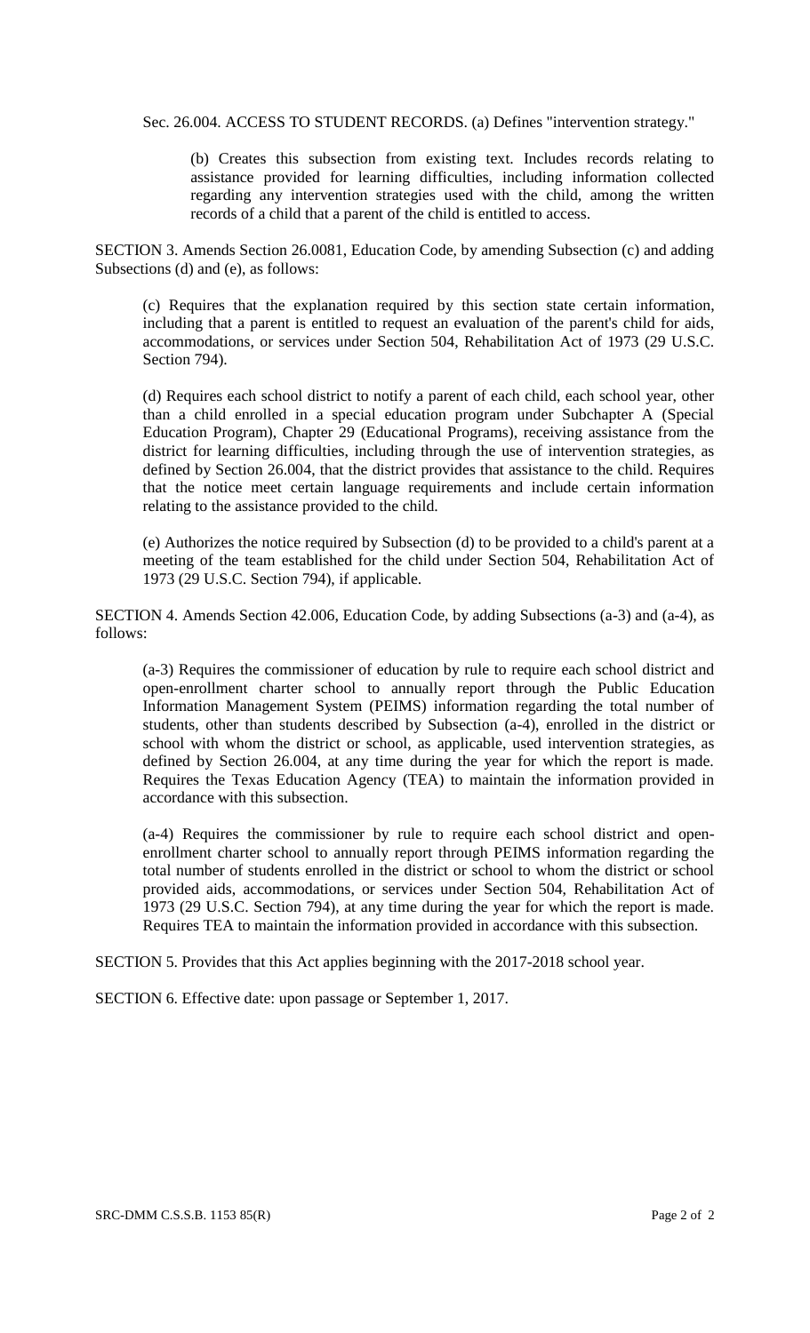Sec. 26.004. ACCESS TO STUDENT RECORDS. (a) Defines "intervention strategy."

(b) Creates this subsection from existing text. Includes records relating to assistance provided for learning difficulties, including information collected regarding any intervention strategies used with the child, among the written records of a child that a parent of the child is entitled to access.

SECTION 3. Amends Section 26.0081, Education Code, by amending Subsection (c) and adding Subsections (d) and (e), as follows:

(c) Requires that the explanation required by this section state certain information, including that a parent is entitled to request an evaluation of the parent's child for aids, accommodations, or services under Section 504, Rehabilitation Act of 1973 (29 U.S.C. Section 794).

(d) Requires each school district to notify a parent of each child, each school year, other than a child enrolled in a special education program under Subchapter A (Special Education Program), Chapter 29 (Educational Programs), receiving assistance from the district for learning difficulties, including through the use of intervention strategies, as defined by Section 26.004, that the district provides that assistance to the child. Requires that the notice meet certain language requirements and include certain information relating to the assistance provided to the child.

(e) Authorizes the notice required by Subsection (d) to be provided to a child's parent at a meeting of the team established for the child under Section 504, Rehabilitation Act of 1973 (29 U.S.C. Section 794), if applicable.

SECTION 4. Amends Section 42.006, Education Code, by adding Subsections (a-3) and (a-4), as follows:

(a-3) Requires the commissioner of education by rule to require each school district and open-enrollment charter school to annually report through the Public Education Information Management System (PEIMS) information regarding the total number of students, other than students described by Subsection (a-4), enrolled in the district or school with whom the district or school, as applicable, used intervention strategies, as defined by Section 26.004, at any time during the year for which the report is made. Requires the Texas Education Agency (TEA) to maintain the information provided in accordance with this subsection.

(a-4) Requires the commissioner by rule to require each school district and open-enrollment charter school to annually report through PEIMS information regarding the total number of students enrolled in the district or school to whom the district or school provided aids, accommodations, or services under Section 504, Rehabilitation Act of 1973 (29 U.S.C. Section 794), at any time during the year for which the report is made. Requires TEA to maintain the information provided in accordance with this subsection.

SECTION 5. Provides that this Act applies beginning with the 2017-2018 school year.

SECTION 6. Effective date: upon passage or September 1, 2017.